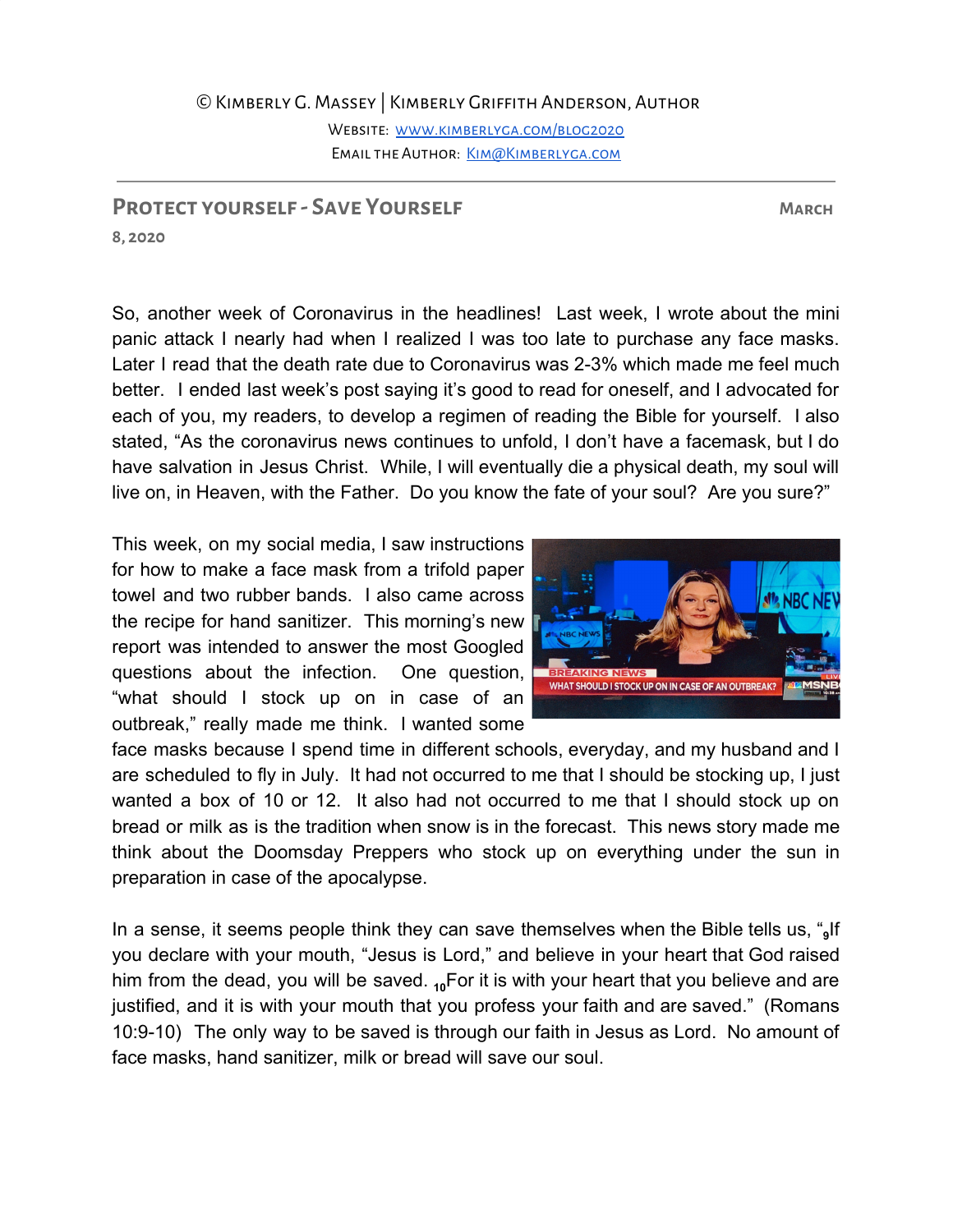© Kimberly G. Massey | Kimberly Griffith Anderson, Author

Website: www.kimberlyga.com/blog2020

Email the Author: Kim@Kimberlyga.com

---

## Protect yourself - Save Yourself

**March 8, 2020**

So, another week of Coronavirus in the headlines! Last week, I wrote about the mini panic attack I nearly had when I realized I was too late to purchase any face masks. Later I read that the death rate due to Coronavirus was 2-3% which made me feel much better. I ended last week's post saying it's good to read for oneself, and I advocated for each of you, my readers, to develop a regimen of reading the Bible for yourself. I also stated, "As the coronavirus news continues to unfold, I don't have a facemask, but I do have salvation in Jesus Christ. While, I will eventually die a physical death, my soul will live on, in Heaven, with the Father. Do you know the fate of your soul? Are you sure?"

This week, on my social media, I saw instructions for how to make a face mask from a trifold paper towel and two rubber bands. I also came across the recipe for hand sanitizer. This morning's new report was intended to answer the most Googled questions about the infection. One question, "what should I stock up on in case of an outbreak," really made me think. I wanted some face masks because I spend time in different schools, everyday, and my husband and I are scheduled to fly in July. It had not occurred to me that I should be stocking up, I just wanted a box of 10 or 12. It also had not occurred to me that I should stock up on bread or milk as is the tradition when snow is in the forecast. This news story made me think about the Doomsday Preppers who stock up on everything under the sun in preparation in case of the apocalypse.

In a sense, it seems people think they can save themselves when the Bible tells us, "[9]If you declare with your mouth, "Jesus is Lord," and believe in your heart that God raised him from the dead, you will be saved. [10]For it is with your heart that you believe and are justified, and it is with your mouth that you profess your faith and are saved." (Romans 10:9-10) The only way to be saved is through our faith in Jesus as Lord. No amount of face masks, hand sanitizer, milk or bread will save our soul.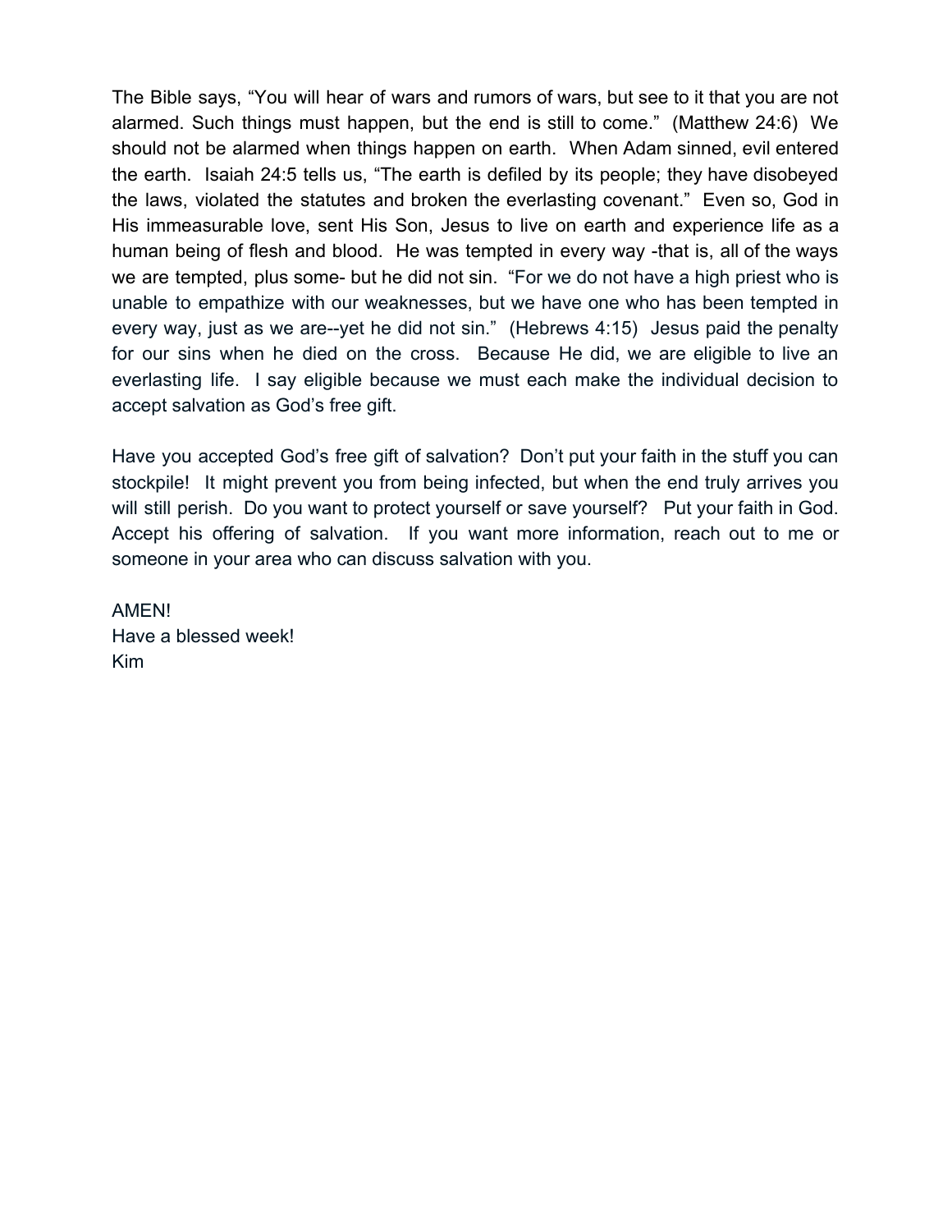The Bible says, "You will hear of wars and rumors of wars, but see to it that you are not alarmed. Such things must happen, but the end is still to come." (Matthew 24:6) We should not be alarmed when things happen on earth. When Adam sinned, evil entered the earth. Isaiah 24:5 tells us, "The earth is defiled by its people; they have disobeyed the laws, violated the statutes and broken the everlasting covenant." Even so, God in His immeasurable love, sent His Son, Jesus to live on earth and experience life as a human being of flesh and blood. He was tempted in every way -that is, all of the ways we are tempted, plus some- but he did not sin. "For we do not have a high priest who is unable to empathize with our weaknesses, but we have one who has been tempted in every way, just as we are--yet he did not sin." (Hebrews 4:15) Jesus paid the penalty for our sins when he died on the cross. Because He did, we are eligible to live an everlasting life. I say eligible because we must each make the individual decision to accept salvation as God's free gift.

Have you accepted God's free gift of salvation? Don't put your faith in the stuff you can stockpile! It might prevent you from being infected, but when the end truly arrives you will still perish. Do you want to protect yourself or save yourself? Put your faith in God. Accept his offering of salvation. If you want more information, reach out to me or someone in your area who can discuss salvation with you.

AMEN!
Have a blessed week!
Kim